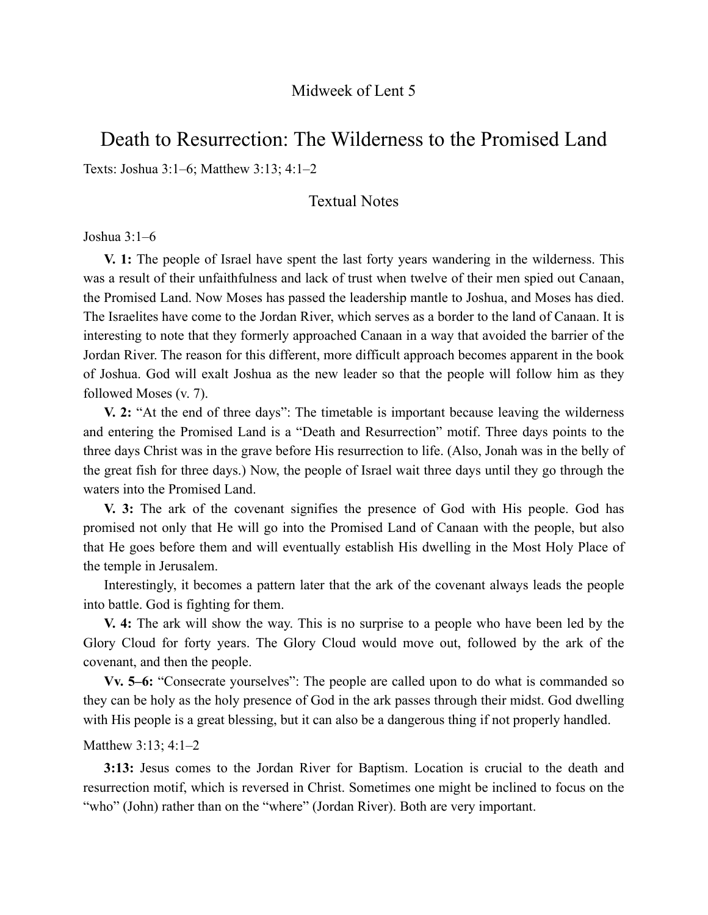Midweek of Lent 5

# Death to Resurrection: The Wilderness to the Promised Land

Texts: Joshua 3:1–6; Matthew 3:13; 4:1–2

## Textual Notes

Joshua 3:1–6

**V. 1:** The people of Israel have spent the last forty years wandering in the wilderness. This was a result of their unfaithfulness and lack of trust when twelve of their men spied out Canaan, the Promised Land. Now Moses has passed the leadership mantle to Joshua, and Moses has died. The Israelites have come to the Jordan River, which serves as a border to the land of Canaan. It is interesting to note that they formerly approached Canaan in a way that avoided the barrier of the Jordan River. The reason for this different, more difficult approach becomes apparent in the book of Joshua. God will exalt Joshua as the new leader so that the people will follow him as they followed Moses (v. 7).

**V. 2:** "At the end of three days": The timetable is important because leaving the wilderness and entering the Promised Land is a "Death and Resurrection" motif. Three days points to the three days Christ was in the grave before His resurrection to life. (Also, Jonah was in the belly of the great fish for three days.) Now, the people of Israel wait three days until they go through the waters into the Promised Land.

**V. 3:** The ark of the covenant signifies the presence of God with His people. God has promised not only that He will go into the Promised Land of Canaan with the people, but also that He goes before them and will eventually establish His dwelling in the Most Holy Place of the temple in Jerusalem.

Interestingly, it becomes a pattern later that the ark of the covenant always leads the people into battle. God is fighting for them.

**V. 4:** The ark will show the way. This is no surprise to a people who have been led by the Glory Cloud for forty years. The Glory Cloud would move out, followed by the ark of the covenant, and then the people.

**Vv. 5–6:** "Consecrate yourselves": The people are called upon to do what is commanded so they can be holy as the holy presence of God in the ark passes through their midst. God dwelling with His people is a great blessing, but it can also be a dangerous thing if not properly handled.

Matthew 3:13; 4:1–2

**3:13:** Jesus comes to the Jordan River for Baptism. Location is crucial to the death and resurrection motif, which is reversed in Christ. Sometimes one might be inclined to focus on the "who" (John) rather than on the "where" (Jordan River). Both are very important.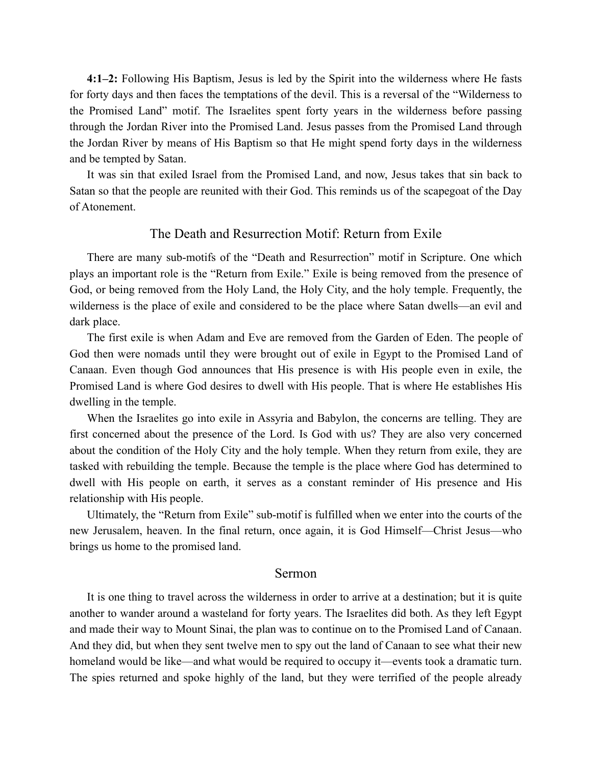**4:1–2:** Following His Baptism, Jesus is led by the Spirit into the wilderness where He fasts for forty days and then faces the temptations of the devil. This is a reversal of the "Wilderness to the Promised Land" motif. The Israelites spent forty years in the wilderness before passing through the Jordan River into the Promised Land. Jesus passes from the Promised Land through the Jordan River by means of His Baptism so that He might spend forty days in the wilderness and be tempted by Satan.

It was sin that exiled Israel from the Promised Land, and now, Jesus takes that sin back to Satan so that the people are reunited with their God. This reminds us of the scapegoat of the Day of Atonement.

## The Death and Resurrection Motif: Return from Exile

There are many sub-motifs of the "Death and Resurrection" motif in Scripture. One which plays an important role is the "Return from Exile." Exile is being removed from the presence of God, or being removed from the Holy Land, the Holy City, and the holy temple. Frequently, the wilderness is the place of exile and considered to be the place where Satan dwells—an evil and dark place.

The first exile is when Adam and Eve are removed from the Garden of Eden. The people of God then were nomads until they were brought out of exile in Egypt to the Promised Land of Canaan. Even though God announces that His presence is with His people even in exile, the Promised Land is where God desires to dwell with His people. That is where He establishes His dwelling in the temple.

When the Israelites go into exile in Assyria and Babylon, the concerns are telling. They are first concerned about the presence of the Lord. Is God with us? They are also very concerned about the condition of the Holy City and the holy temple. When they return from exile, they are tasked with rebuilding the temple. Because the temple is the place where God has determined to dwell with His people on earth, it serves as a constant reminder of His presence and His relationship with His people.

Ultimately, the "Return from Exile" sub-motif is fulfilled when we enter into the courts of the new Jerusalem, heaven. In the final return, once again, it is God Himself—Christ Jesus—who brings us home to the promised land.

## Sermon

It is one thing to travel across the wilderness in order to arrive at a destination; but it is quite another to wander around a wasteland for forty years. The Israelites did both. As they left Egypt and made their way to Mount Sinai, the plan was to continue on to the Promised Land of Canaan. And they did, but when they sent twelve men to spy out the land of Canaan to see what their new homeland would be like—and what would be required to occupy it—events took a dramatic turn. The spies returned and spoke highly of the land, but they were terrified of the people already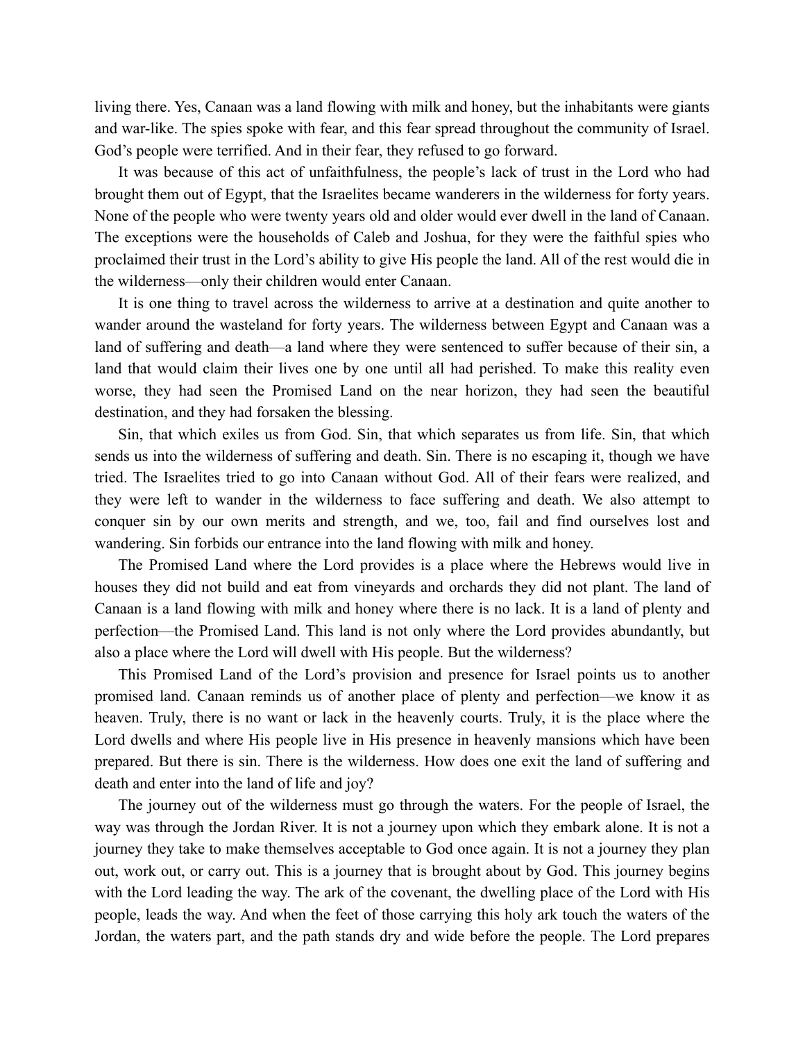living there. Yes, Canaan was a land flowing with milk and honey, but the inhabitants were giants and war-like. The spies spoke with fear, and this fear spread throughout the community of Israel. God's people were terrified. And in their fear, they refused to go forward.

It was because of this act of unfaithfulness, the people's lack of trust in the Lord who had brought them out of Egypt, that the Israelites became wanderers in the wilderness for forty years. None of the people who were twenty years old and older would ever dwell in the land of Canaan. The exceptions were the households of Caleb and Joshua, for they were the faithful spies who proclaimed their trust in the Lord's ability to give His people the land. All of the rest would die in the wilderness—only their children would enter Canaan.

It is one thing to travel across the wilderness to arrive at a destination and quite another to wander around the wasteland for forty years. The wilderness between Egypt and Canaan was a land of suffering and death—a land where they were sentenced to suffer because of their sin, a land that would claim their lives one by one until all had perished. To make this reality even worse, they had seen the Promised Land on the near horizon, they had seen the beautiful destination, and they had forsaken the blessing.

Sin, that which exiles us from God. Sin, that which separates us from life. Sin, that which sends us into the wilderness of suffering and death. Sin. There is no escaping it, though we have tried. The Israelites tried to go into Canaan without God. All of their fears were realized, and they were left to wander in the wilderness to face suffering and death. We also attempt to conquer sin by our own merits and strength, and we, too, fail and find ourselves lost and wandering. Sin forbids our entrance into the land flowing with milk and honey.

The Promised Land where the Lord provides is a place where the Hebrews would live in houses they did not build and eat from vineyards and orchards they did not plant. The land of Canaan is a land flowing with milk and honey where there is no lack. It is a land of plenty and perfection—the Promised Land. This land is not only where the Lord provides abundantly, but also a place where the Lord will dwell with His people. But the wilderness?

This Promised Land of the Lord's provision and presence for Israel points us to another promised land. Canaan reminds us of another place of plenty and perfection—we know it as heaven. Truly, there is no want or lack in the heavenly courts. Truly, it is the place where the Lord dwells and where His people live in His presence in heavenly mansions which have been prepared. But there is sin. There is the wilderness. How does one exit the land of suffering and death and enter into the land of life and joy?

The journey out of the wilderness must go through the waters. For the people of Israel, the way was through the Jordan River. It is not a journey upon which they embark alone. It is not a journey they take to make themselves acceptable to God once again. It is not a journey they plan out, work out, or carry out. This is a journey that is brought about by God. This journey begins with the Lord leading the way. The ark of the covenant, the dwelling place of the Lord with His people, leads the way. And when the feet of those carrying this holy ark touch the waters of the Jordan, the waters part, and the path stands dry and wide before the people. The Lord prepares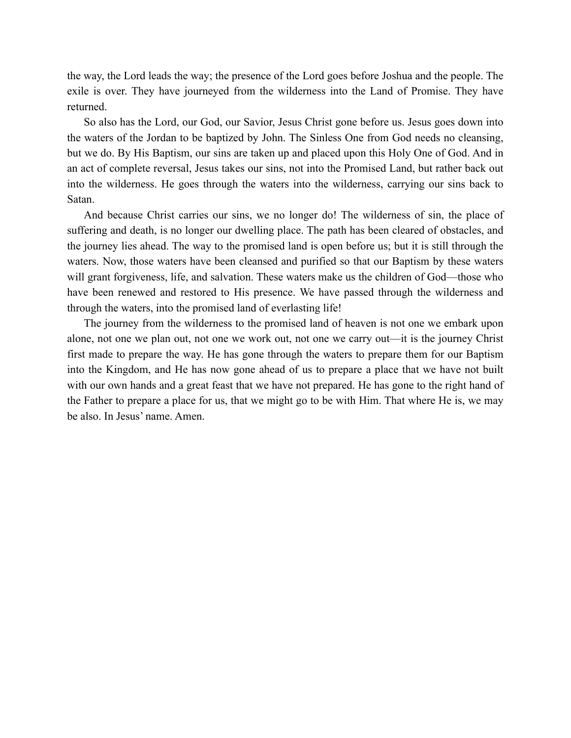the way, the Lord leads the way; the presence of the Lord goes before Joshua and the people. The exile is over. They have journeyed from the wilderness into the Land of Promise. They have returned.

So also has the Lord, our God, our Savior, Jesus Christ gone before us. Jesus goes down into the waters of the Jordan to be baptized by John. The Sinless One from God needs no cleansing, but we do. By His Baptism, our sins are taken up and placed upon this Holy One of God. And in an act of complete reversal, Jesus takes our sins, not into the Promised Land, but rather back out into the wilderness. He goes through the waters into the wilderness, carrying our sins back to Satan.

And because Christ carries our sins, we no longer do! The wilderness of sin, the place of suffering and death, is no longer our dwelling place. The path has been cleared of obstacles, and the journey lies ahead. The way to the promised land is open before us; but it is still through the waters. Now, those waters have been cleansed and purified so that our Baptism by these waters will grant forgiveness, life, and salvation. These waters make us the children of God—those who have been renewed and restored to His presence. We have passed through the wilderness and through the waters, into the promised land of everlasting life!

The journey from the wilderness to the promised land of heaven is not one we embark upon alone, not one we plan out, not one we work out, not one we carry out—it is the journey Christ first made to prepare the way. He has gone through the waters to prepare them for our Baptism into the Kingdom, and He has now gone ahead of us to prepare a place that we have not built with our own hands and a great feast that we have not prepared. He has gone to the right hand of the Father to prepare a place for us, that we might go to be with Him. That where He is, we may be also. In Jesus' name. Amen.